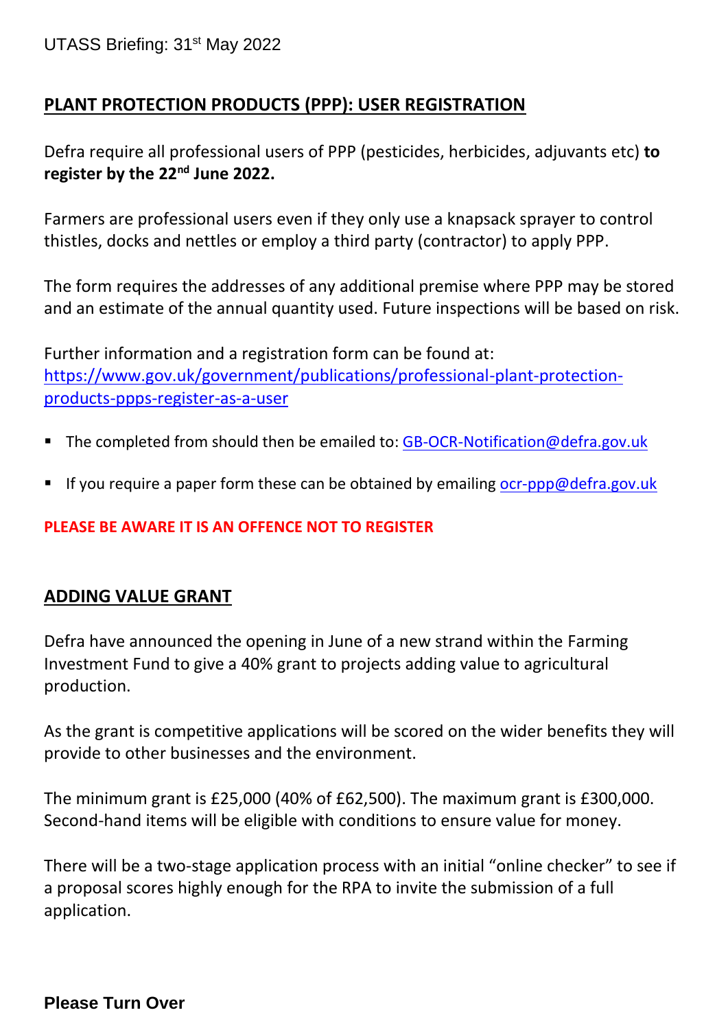UTASS Briefing: 31st May 2022

## PLANT PROTECTION PRODUCTS (PPP): USER REGISTRATION

Defra require all professional users of PPP (pesticides, herbicides, adjuvants etc) **to register by the 22nd June 2022.**

Farmers are professional users even if they only use a knapsack sprayer to control thistles, docks and nettles or employ a third party (contractor) to apply PPP.

The form requires the addresses of any additional premise where PPP may be stored and an estimate of the annual quantity used. Future inspections will be based on risk.

Further information and a registration form can be found at: https://www.gov.uk/government/publications/professional-plant-protection-products-ppps-register-as-a-user

- The completed from should then be emailed to: GB-OCR-Notification@defra.gov.uk
- If you require a paper form these can be obtained by emailing ocr-ppp@defra.gov.uk

**PLEASE BE AWARE IT IS AN OFFENCE NOT TO REGISTER**

## ADDING VALUE GRANT

Defra have announced the opening in June of a new strand within the Farming Investment Fund to give a 40% grant to projects adding value to agricultural production.

As the grant is competitive applications will be scored on the wider benefits they will provide to other businesses and the environment.

The minimum grant is £25,000 (40% of £62,500). The maximum grant is £300,000. Second-hand items will be eligible with conditions to ensure value for money.

There will be a two-stage application process with an initial "online checker" to see if a proposal scores highly enough for the RPA to invite the submission of a full application.

**Please Turn Over**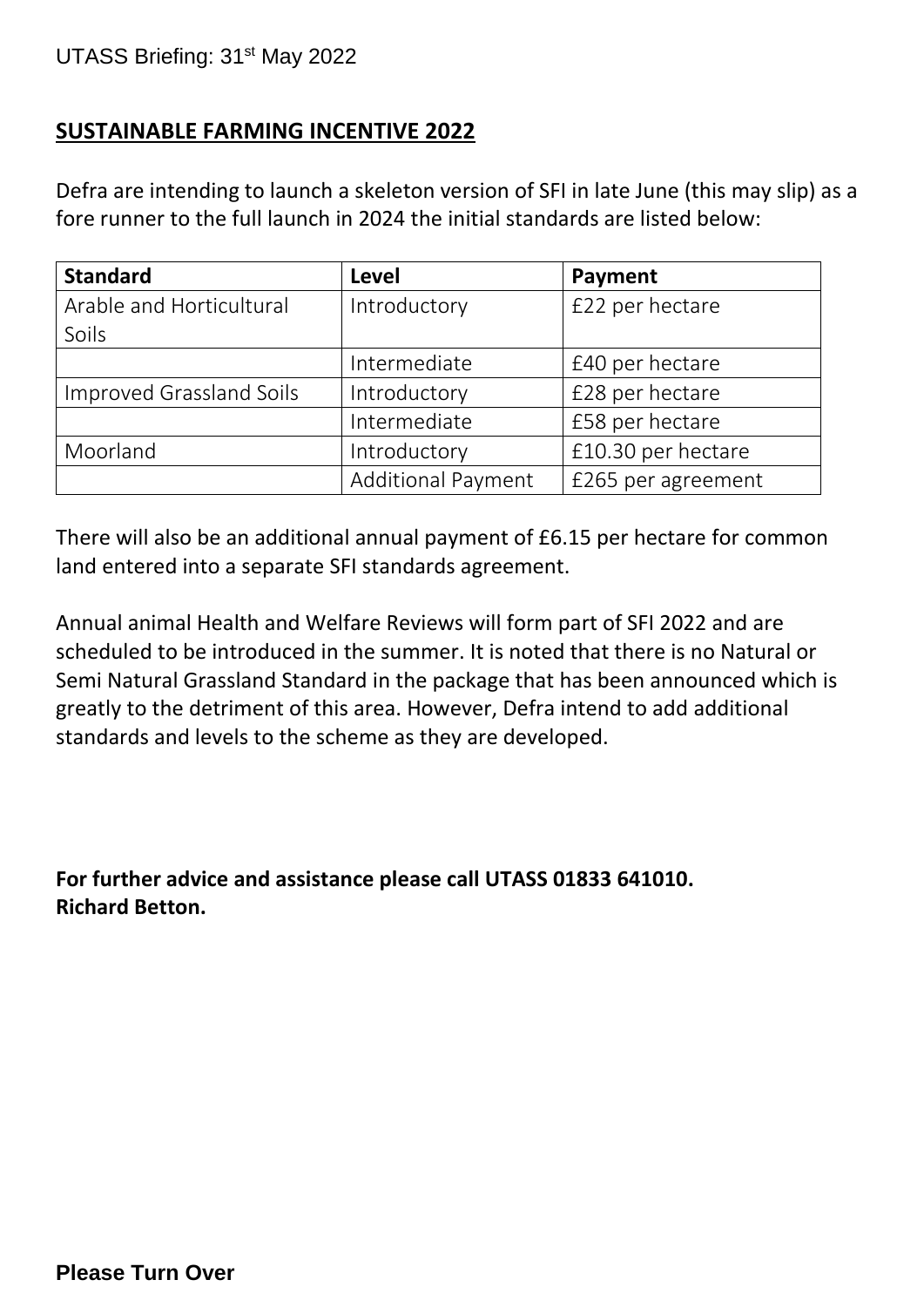UTASS Briefing: 31st May 2022

## SUSTAINABLE FARMING INCENTIVE 2022

Defra are intending to launch a skeleton version of SFI in late June (this may slip) as a fore runner to the full launch in 2024 the initial standards are listed below:

| Standard | Level | Payment |
|---|---|---|
| Arable and Horticultural Soils | Introductory | £22 per hectare |
| | Intermediate | £40 per hectare |
| Improved Grassland Soils | Introductory | £28 per hectare |
| | Intermediate | £58 per hectare |
| Moorland | Introductory | £10.30 per hectare |
| | Additional Payment | £265 per agreement |

There will also be an additional annual payment of £6.15 per hectare for common land entered into a separate SFI standards agreement.

Annual animal Health and Welfare Reviews will form part of SFI 2022 and are scheduled to be introduced in the summer. It is noted that there is no Natural or Semi Natural Grassland Standard in the package that has been announced which is greatly to the detriment of this area. However, Defra intend to add additional standards and levels to the scheme as they are developed.

**For further advice and assistance please call UTASS 01833 641010.**
**Richard Betton.**

**Please Turn Over**